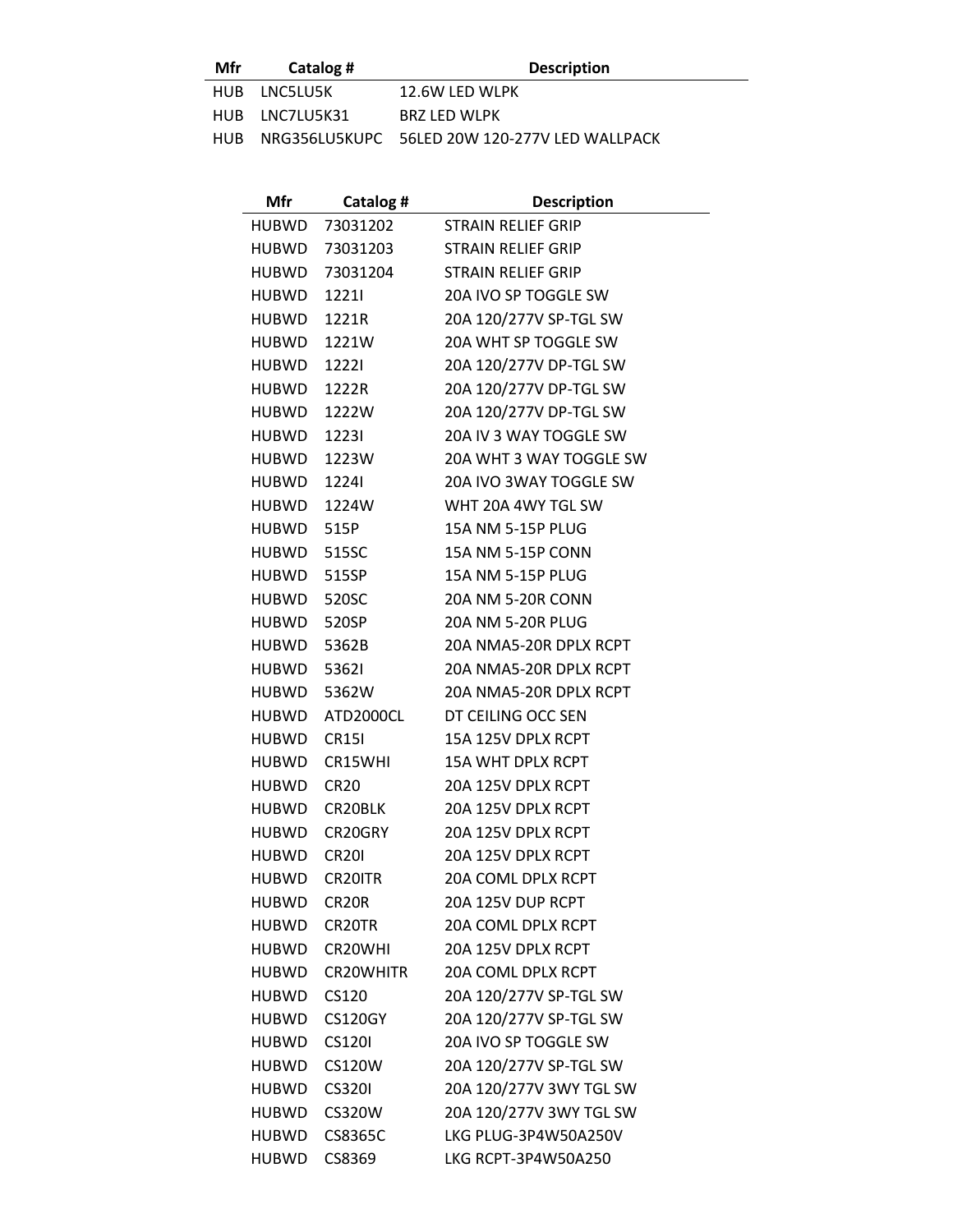| Mfr | Catalog # | Description |
|---|---|---|
| HUB | LNC5LU5K | 12.6W LED WLPK |
| HUB | LNC7LU5K31 | BRZ LED WLPK |
| HUB | NRG356LU5KUPC | 56LED 20W 120-277V LED WALLPACK |

| Mfr | Catalog # | Description |
|---|---|---|
| HUBWD | 73031202 | STRAIN RELIEF GRIP |
| HUBWD | 73031203 | STRAIN RELIEF GRIP |
| HUBWD | 73031204 | STRAIN RELIEF GRIP |
| HUBWD | 1221I | 20A IVO SP TOGGLE SW |
| HUBWD | 1221R | 20A 120/277V SP-TGL SW |
| HUBWD | 1221W | 20A WHT SP TOGGLE SW |
| HUBWD | 1222I | 20A 120/277V DP-TGL SW |
| HUBWD | 1222R | 20A 120/277V DP-TGL SW |
| HUBWD | 1222W | 20A 120/277V DP-TGL SW |
| HUBWD | 1223I | 20A IV 3 WAY TOGGLE SW |
| HUBWD | 1223W | 20A WHT 3 WAY TOGGLE SW |
| HUBWD | 1224I | 20A IVO 3WAY TOGGLE SW |
| HUBWD | 1224W | WHT 20A 4WY TGL SW |
| HUBWD | 515P | 15A NM 5-15P PLUG |
| HUBWD | 515SC | 15A NM 5-15P CONN |
| HUBWD | 515SP | 15A NM 5-15P PLUG |
| HUBWD | 520SC | 20A NM 5-20R CONN |
| HUBWD | 520SP | 20A NM 5-20R PLUG |
| HUBWD | 5362B | 20A NMA5-20R DPLX RCPT |
| HUBWD | 5362I | 20A NMA5-20R DPLX RCPT |
| HUBWD | 5362W | 20A NMA5-20R DPLX RCPT |
| HUBWD | ATD2000CL | DT CEILING OCC SEN |
| HUBWD | CR15I | 15A 125V DPLX RCPT |
| HUBWD | CR15WHI | 15A WHT DPLX RCPT |
| HUBWD | CR20 | 20A 125V DPLX RCPT |
| HUBWD | CR20BLK | 20A 125V DPLX RCPT |
| HUBWD | CR20GRY | 20A 125V DPLX RCPT |
| HUBWD | CR20I | 20A 125V DPLX RCPT |
| HUBWD | CR20ITR | 20A COML DPLX RCPT |
| HUBWD | CR20R | 20A 125V DUP RCPT |
| HUBWD | CR20TR | 20A COML DPLX RCPT |
| HUBWD | CR20WHI | 20A 125V DPLX RCPT |
| HUBWD | CR20WHITR | 20A COML DPLX RCPT |
| HUBWD | CS120 | 20A 120/277V SP-TGL SW |
| HUBWD | CS120GY | 20A 120/277V SP-TGL SW |
| HUBWD | CS120I | 20A IVO SP TOGGLE SW |
| HUBWD | CS120W | 20A 120/277V SP-TGL SW |
| HUBWD | CS320I | 20A 120/277V 3WY TGL SW |
| HUBWD | CS320W | 20A 120/277V 3WY TGL SW |
| HUBWD | CS8365C | LKG PLUG-3P4W50A250V |
| HUBWD | CS8369 | LKG RCPT-3P4W50A250 |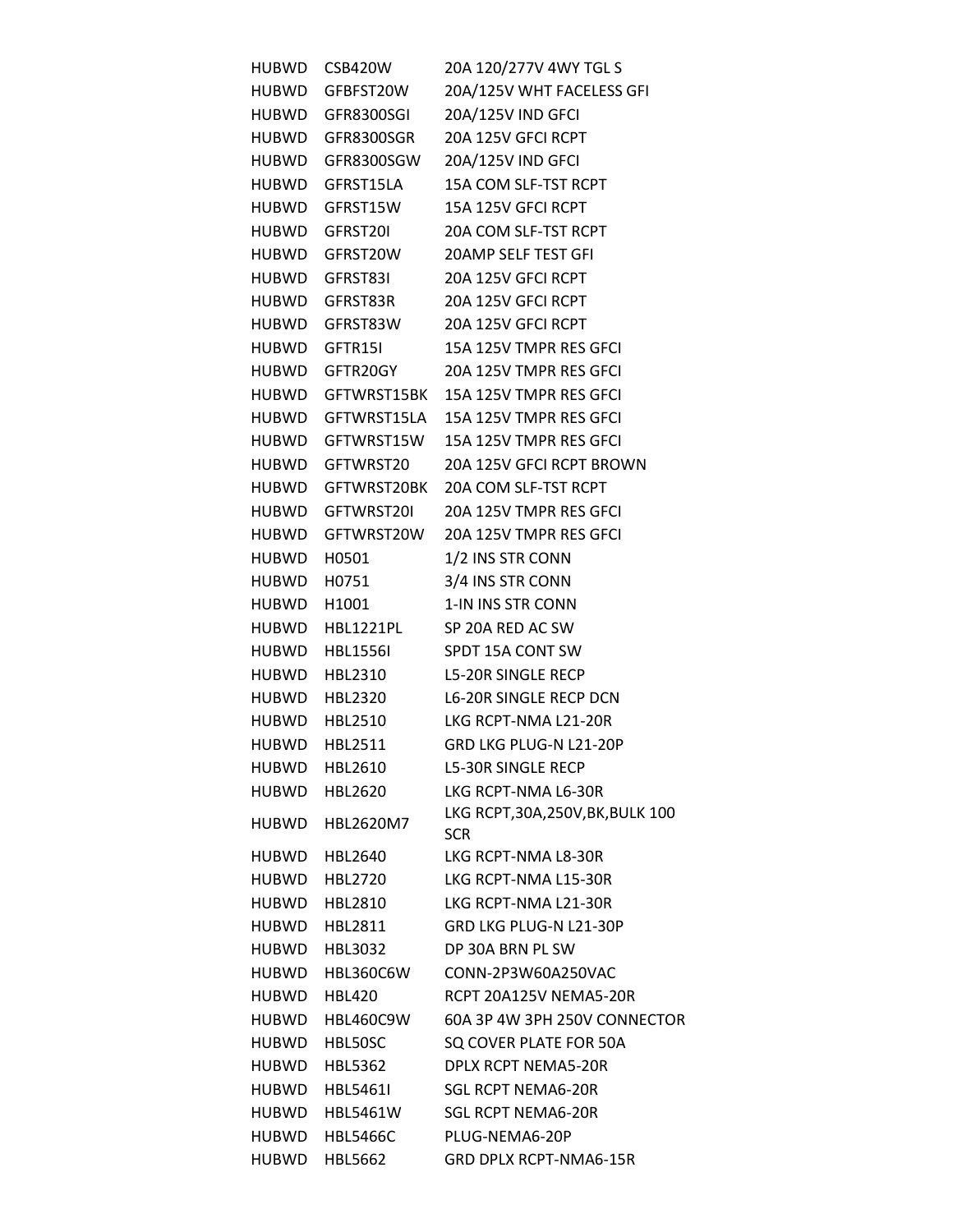| | | |
|---|---|---|
| HUBWD | CSB420W | 20A 120/277V 4WY TGL S |
| HUBWD | GFBFST20W | 20A/125V WHT FACELESS GFI |
| HUBWD | GFR8300SGI | 20A/125V IND GFCI |
| HUBWD | GFR8300SGR | 20A 125V GFCI RCPT |
| HUBWD | GFR8300SGW | 20A/125V IND GFCI |
| HUBWD | GFRST15LA | 15A COM SLF-TST RCPT |
| HUBWD | GFRST15W | 15A 125V GFCI RCPT |
| HUBWD | GFRST20I | 20A COM SLF-TST RCPT |
| HUBWD | GFRST20W | 20AMP SELF TEST GFI |
| HUBWD | GFRST83I | 20A 125V GFCI RCPT |
| HUBWD | GFRST83R | 20A 125V GFCI RCPT |
| HUBWD | GFRST83W | 20A 125V GFCI RCPT |
| HUBWD | GFTR15I | 15A 125V TMPR RES GFCI |
| HUBWD | GFTR20GY | 20A 125V TMPR RES GFCI |
| HUBWD | GFTWRST15BK | 15A 125V TMPR RES GFCI |
| HUBWD | GFTWRST15LA | 15A 125V TMPR RES GFCI |
| HUBWD | GFTWRST15W | 15A 125V TMPR RES GFCI |
| HUBWD | GFTWRST20 | 20A 125V GFCI RCPT BROWN |
| HUBWD | GFTWRST20BK | 20A COM SLF-TST RCPT |
| HUBWD | GFTWRST20I | 20A 125V TMPR RES GFCI |
| HUBWD | GFTWRST20W | 20A 125V TMPR RES GFCI |
| HUBWD | H0501 | 1/2 INS STR CONN |
| HUBWD | H0751 | 3/4 INS STR CONN |
| HUBWD | H1001 | 1-IN INS STR CONN |
| HUBWD | HBL1221PL | SP 20A RED AC SW |
| HUBWD | HBL1556I | SPDT 15A CONT SW |
| HUBWD | HBL2310 | L5-20R SINGLE RECP |
| HUBWD | HBL2320 | L6-20R SINGLE RECP DCN |
| HUBWD | HBL2510 | LKG RCPT-NMA L21-20R |
| HUBWD | HBL2511 | GRD LKG PLUG-N L21-20P |
| HUBWD | HBL2610 | L5-30R SINGLE RECP |
| HUBWD | HBL2620 | LKG RCPT-NMA L6-30R |
| HUBWD | HBL2620M7 | LKG RCPT,30A,250V,BK,BULK 100 SCR |
| HUBWD | HBL2640 | LKG RCPT-NMA L8-30R |
| HUBWD | HBL2720 | LKG RCPT-NMA L15-30R |
| HUBWD | HBL2810 | LKG RCPT-NMA L21-30R |
| HUBWD | HBL2811 | GRD LKG PLUG-N L21-30P |
| HUBWD | HBL3032 | DP 30A BRN PL SW |
| HUBWD | HBL360C6W | CONN-2P3W60A250VAC |
| HUBWD | HBL420 | RCPT 20A125V NEMA5-20R |
| HUBWD | HBL460C9W | 60A 3P 4W 3PH 250V CONNECTOR |
| HUBWD | HBL50SC | SQ COVER PLATE FOR 50A |
| HUBWD | HBL5362 | DPLX RCPT NEMA5-20R |
| HUBWD | HBL5461I | SGL RCPT NEMA6-20R |
| HUBWD | HBL5461W | SGL RCPT NEMA6-20R |
| HUBWD | HBL5466C | PLUG-NEMA6-20P |
| HUBWD | HBL5662 | GRD DPLX RCPT-NMA6-15R |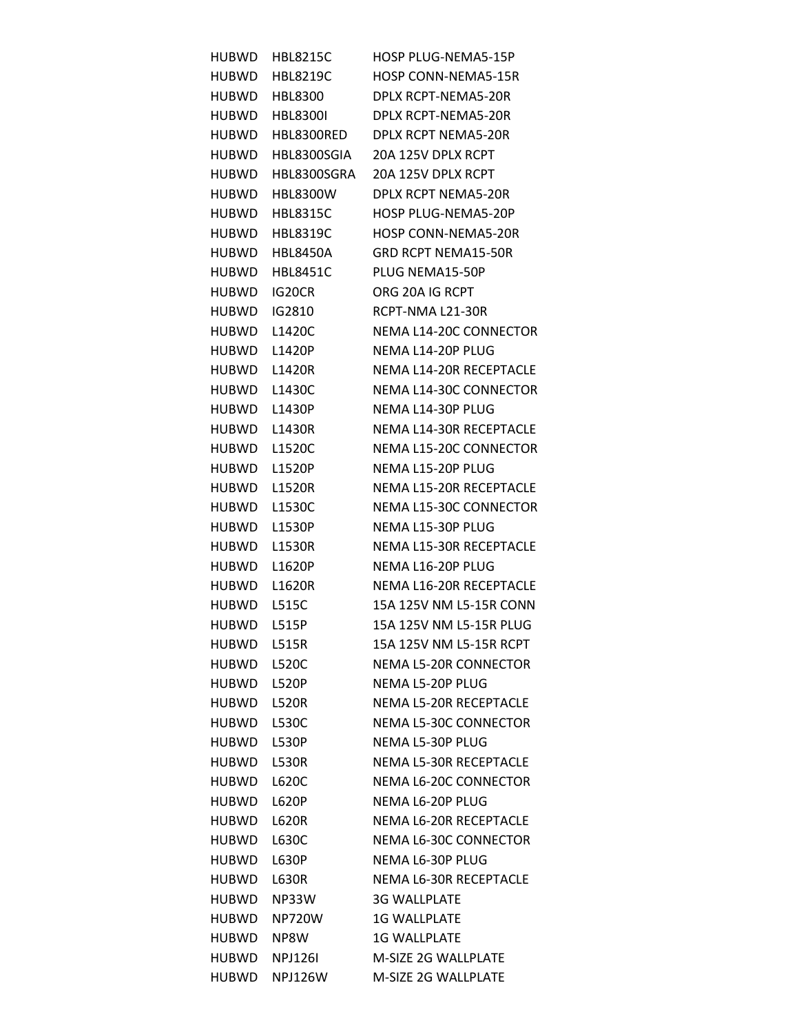| | | |
|---|---|---|
| HUBWD | HBL8215C | HOSP PLUG-NEMA5-15P |
| HUBWD | HBL8219C | HOSP CONN-NEMA5-15R |
| HUBWD | HBL8300 | DPLX RCPT-NEMA5-20R |
| HUBWD | HBL8300I | DPLX RCPT-NEMA5-20R |
| HUBWD | HBL8300RED | DPLX RCPT NEMA5-20R |
| HUBWD | HBL8300SGIA | 20A 125V DPLX RCPT |
| HUBWD | HBL8300SGRA | 20A 125V DPLX RCPT |
| HUBWD | HBL8300W | DPLX RCPT NEMA5-20R |
| HUBWD | HBL8315C | HOSP PLUG-NEMA5-20P |
| HUBWD | HBL8319C | HOSP CONN-NEMA5-20R |
| HUBWD | HBL8450A | GRD RCPT NEMA15-50R |
| HUBWD | HBL8451C | PLUG NEMA15-50P |
| HUBWD | IG20CR | ORG 20A IG RCPT |
| HUBWD | IG2810 | RCPT-NMA L21-30R |
| HUBWD | L1420C | NEMA L14-20C CONNECTOR |
| HUBWD | L1420P | NEMA L14-20P PLUG |
| HUBWD | L1420R | NEMA L14-20R RECEPTACLE |
| HUBWD | L1430C | NEMA L14-30C CONNECTOR |
| HUBWD | L1430P | NEMA L14-30P PLUG |
| HUBWD | L1430R | NEMA L14-30R RECEPTACLE |
| HUBWD | L1520C | NEMA L15-20C CONNECTOR |
| HUBWD | L1520P | NEMA L15-20P PLUG |
| HUBWD | L1520R | NEMA L15-20R RECEPTACLE |
| HUBWD | L1530C | NEMA L15-30C CONNECTOR |
| HUBWD | L1530P | NEMA L15-30P PLUG |
| HUBWD | L1530R | NEMA L15-30R RECEPTACLE |
| HUBWD | L1620P | NEMA L16-20P PLUG |
| HUBWD | L1620R | NEMA L16-20R RECEPTACLE |
| HUBWD | L515C | 15A 125V NM L5-15R CONN |
| HUBWD | L515P | 15A 125V NM L5-15R PLUG |
| HUBWD | L515R | 15A 125V NM L5-15R RCPT |
| HUBWD | L520C | NEMA L5-20R CONNECTOR |
| HUBWD | L520P | NEMA L5-20P PLUG |
| HUBWD | L520R | NEMA L5-20R RECEPTACLE |
| HUBWD | L530C | NEMA L5-30C CONNECTOR |
| HUBWD | L530P | NEMA L5-30P PLUG |
| HUBWD | L530R | NEMA L5-30R RECEPTACLE |
| HUBWD | L620C | NEMA L6-20C CONNECTOR |
| HUBWD | L620P | NEMA L6-20P PLUG |
| HUBWD | L620R | NEMA L6-20R RECEPTACLE |
| HUBWD | L630C | NEMA L6-30C CONNECTOR |
| HUBWD | L630P | NEMA L6-30P PLUG |
| HUBWD | L630R | NEMA L6-30R RECEPTACLE |
| HUBWD | NP33W | 3G WALLPLATE |
| HUBWD | NP720W | 1G WALLPLATE |
| HUBWD | NP8W | 1G WALLPLATE |
| HUBWD | NPJ126I | M-SIZE 2G WALLPLATE |
| HUBWD | NPJ126W | M-SIZE 2G WALLPLATE |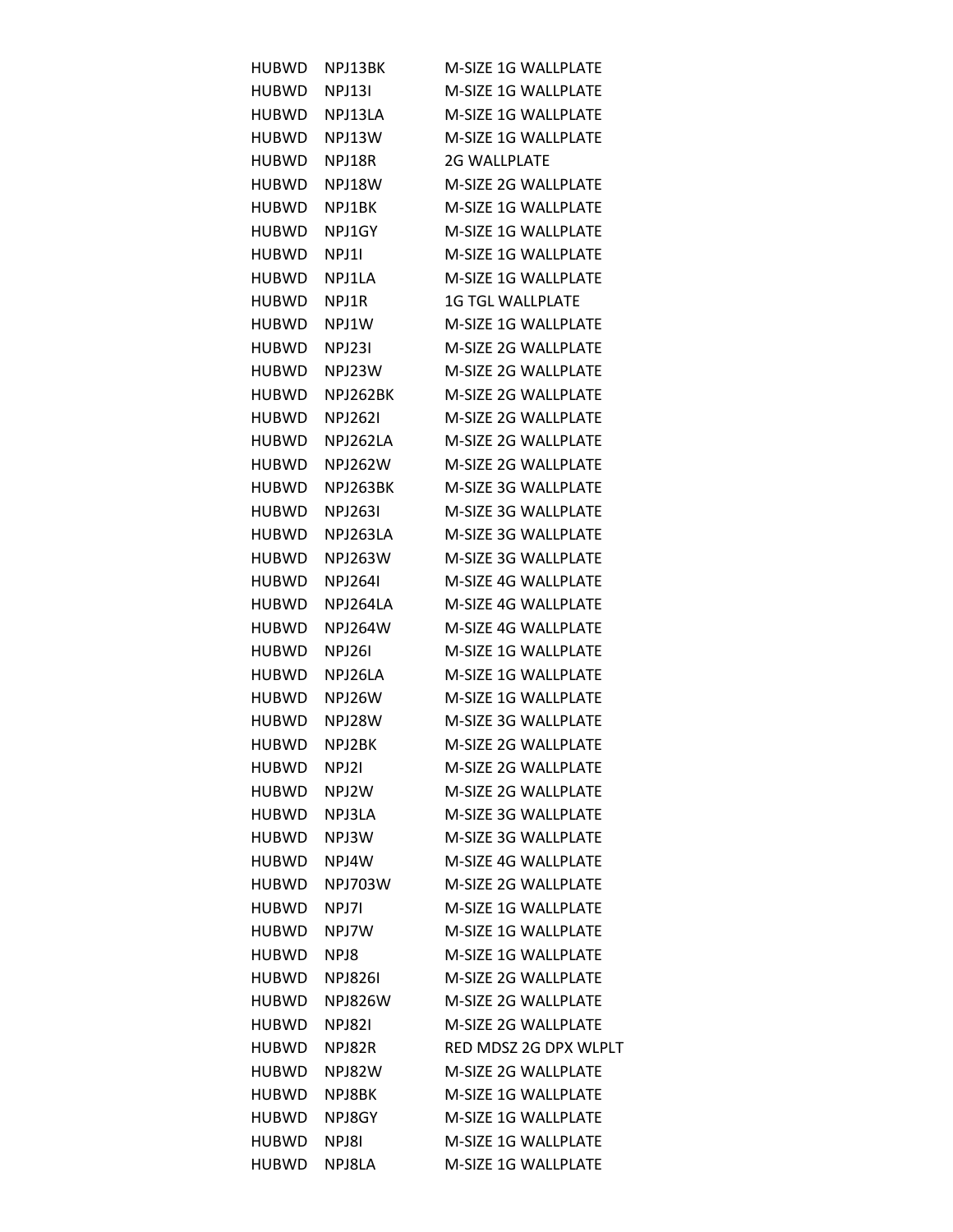| | | |
|---|---|---|
| HUBWD | NPJ13BK | M-SIZE 1G WALLPLATE |
| HUBWD | NPJ13I | M-SIZE 1G WALLPLATE |
| HUBWD | NPJ13LA | M-SIZE 1G WALLPLATE |
| HUBWD | NPJ13W | M-SIZE 1G WALLPLATE |
| HUBWD | NPJ18R | 2G WALLPLATE |
| HUBWD | NPJ18W | M-SIZE 2G WALLPLATE |
| HUBWD | NPJ1BK | M-SIZE 1G WALLPLATE |
| HUBWD | NPJ1GY | M-SIZE 1G WALLPLATE |
| HUBWD | NPJ1I | M-SIZE 1G WALLPLATE |
| HUBWD | NPJ1LA | M-SIZE 1G WALLPLATE |
| HUBWD | NPJ1R | 1G TGL WALLPLATE |
| HUBWD | NPJ1W | M-SIZE 1G WALLPLATE |
| HUBWD | NPJ23I | M-SIZE 2G WALLPLATE |
| HUBWD | NPJ23W | M-SIZE 2G WALLPLATE |
| HUBWD | NPJ262BK | M-SIZE 2G WALLPLATE |
| HUBWD | NPJ262I | M-SIZE 2G WALLPLATE |
| HUBWD | NPJ262LA | M-SIZE 2G WALLPLATE |
| HUBWD | NPJ262W | M-SIZE 2G WALLPLATE |
| HUBWD | NPJ263BK | M-SIZE 3G WALLPLATE |
| HUBWD | NPJ263I | M-SIZE 3G WALLPLATE |
| HUBWD | NPJ263LA | M-SIZE 3G WALLPLATE |
| HUBWD | NPJ263W | M-SIZE 3G WALLPLATE |
| HUBWD | NPJ264I | M-SIZE 4G WALLPLATE |
| HUBWD | NPJ264LA | M-SIZE 4G WALLPLATE |
| HUBWD | NPJ264W | M-SIZE 4G WALLPLATE |
| HUBWD | NPJ26I | M-SIZE 1G WALLPLATE |
| HUBWD | NPJ26LA | M-SIZE 1G WALLPLATE |
| HUBWD | NPJ26W | M-SIZE 1G WALLPLATE |
| HUBWD | NPJ28W | M-SIZE 3G WALLPLATE |
| HUBWD | NPJ2BK | M-SIZE 2G WALLPLATE |
| HUBWD | NPJ2I | M-SIZE 2G WALLPLATE |
| HUBWD | NPJ2W | M-SIZE 2G WALLPLATE |
| HUBWD | NPJ3LA | M-SIZE 3G WALLPLATE |
| HUBWD | NPJ3W | M-SIZE 3G WALLPLATE |
| HUBWD | NPJ4W | M-SIZE 4G WALLPLATE |
| HUBWD | NPJ703W | M-SIZE 2G WALLPLATE |
| HUBWD | NPJ7I | M-SIZE 1G WALLPLATE |
| HUBWD | NPJ7W | M-SIZE 1G WALLPLATE |
| HUBWD | NPJ8 | M-SIZE 1G WALLPLATE |
| HUBWD | NPJ826I | M-SIZE 2G WALLPLATE |
| HUBWD | NPJ826W | M-SIZE 2G WALLPLATE |
| HUBWD | NPJ82I | M-SIZE 2G WALLPLATE |
| HUBWD | NPJ82R | RED MDSZ 2G DPX WLPLT |
| HUBWD | NPJ82W | M-SIZE 2G WALLPLATE |
| HUBWD | NPJ8BK | M-SIZE 1G WALLPLATE |
| HUBWD | NPJ8GY | M-SIZE 1G WALLPLATE |
| HUBWD | NPJ8I | M-SIZE 1G WALLPLATE |
| HUBWD | NPJ8LA | M-SIZE 1G WALLPLATE |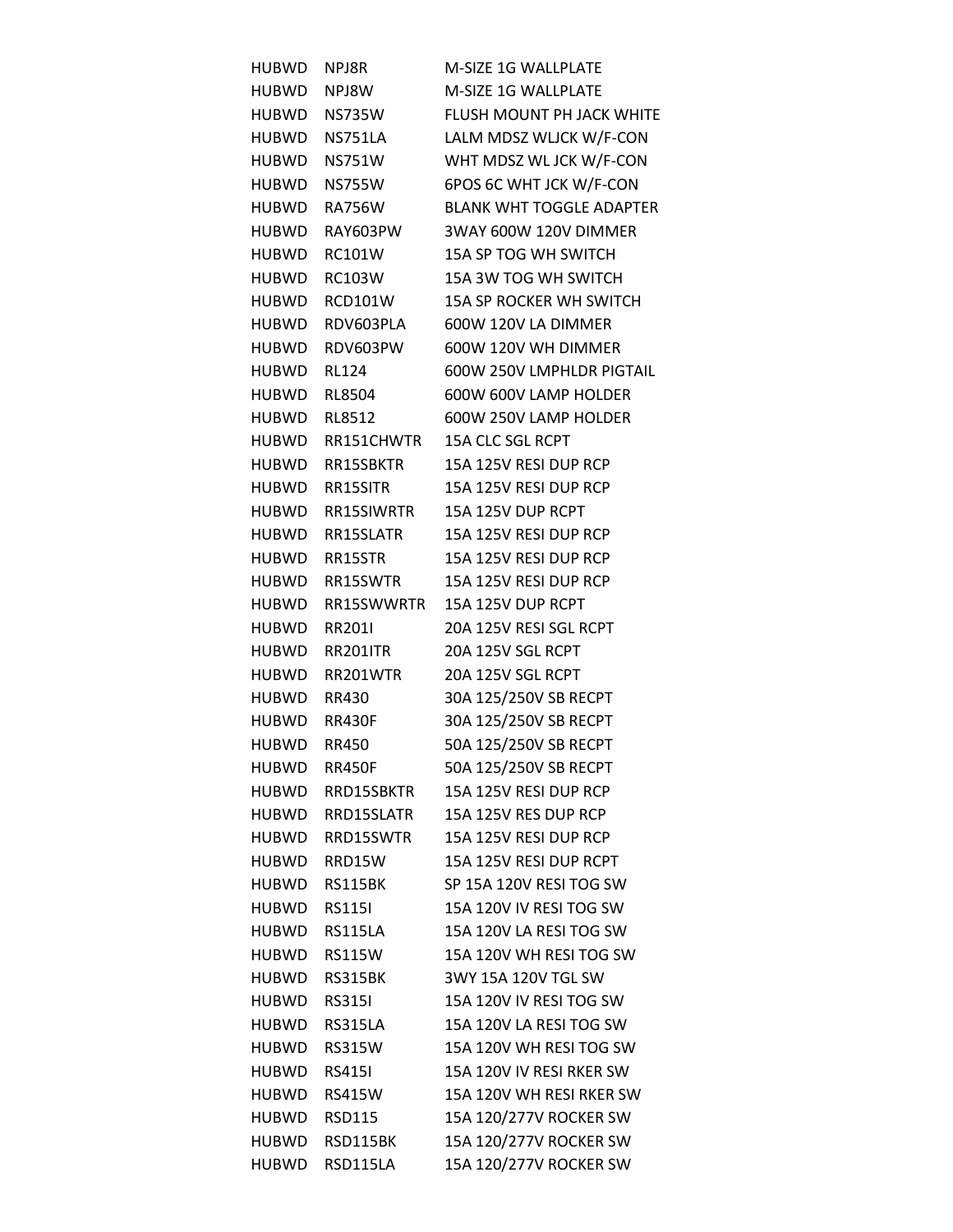| | | |
|---|---|---|
| HUBWD | NPJ8R | M-SIZE 1G WALLPLATE |
| HUBWD | NPJ8W | M-SIZE 1G WALLPLATE |
| HUBWD | NS735W | FLUSH MOUNT PH JACK WHITE |
| HUBWD | NS751LA | LALM MDSZ WLJCK W/F-CON |
| HUBWD | NS751W | WHT MDSZ WL JCK W/F-CON |
| HUBWD | NS755W | 6POS 6C WHT JCK W/F-CON |
| HUBWD | RA756W | BLANK WHT TOGGLE ADAPTER |
| HUBWD | RAY603PW | 3WAY 600W 120V DIMMER |
| HUBWD | RC101W | 15A SP TOG WH SWITCH |
| HUBWD | RC103W | 15A 3W TOG WH SWITCH |
| HUBWD | RCD101W | 15A SP ROCKER WH SWITCH |
| HUBWD | RDV603PLA | 600W 120V LA DIMMER |
| HUBWD | RDV603PW | 600W 120V WH DIMMER |
| HUBWD | RL124 | 600W 250V LMPHLDR PIGTAIL |
| HUBWD | RL8504 | 600W 600V LAMP HOLDER |
| HUBWD | RL8512 | 600W 250V LAMP HOLDER |
| HUBWD | RR151CHWTR | 15A CLC SGL RCPT |
| HUBWD | RR15SBKTR | 15A 125V RESI DUP RCP |
| HUBWD | RR15SITR | 15A 125V RESI DUP RCP |
| HUBWD | RR15SIWRTR | 15A 125V DUP RCPT |
| HUBWD | RR15SLATR | 15A 125V RESI DUP RCP |
| HUBWD | RR15STR | 15A 125V RESI DUP RCP |
| HUBWD | RR15SWTR | 15A 125V RESI DUP RCP |
| HUBWD | RR15SWWRTR | 15A 125V DUP RCPT |
| HUBWD | RR201I | 20A 125V RESI SGL RCPT |
| HUBWD | RR201ITR | 20A 125V SGL RCPT |
| HUBWD | RR201WTR | 20A 125V SGL RCPT |
| HUBWD | RR430 | 30A 125/250V SB RECPT |
| HUBWD | RR430F | 30A 125/250V SB RECPT |
| HUBWD | RR450 | 50A 125/250V SB RECPT |
| HUBWD | RR450F | 50A 125/250V SB RECPT |
| HUBWD | RRD15SBKTR | 15A 125V RESI DUP RCP |
| HUBWD | RRD15SLATR | 15A 125V RES DUP RCP |
| HUBWD | RRD15SWTR | 15A 125V RESI DUP RCP |
| HUBWD | RRD15W | 15A 125V RESI DUP RCPT |
| HUBWD | RS115BK | SP 15A 120V RESI TOG SW |
| HUBWD | RS115I | 15A 120V IV RESI TOG SW |
| HUBWD | RS115LA | 15A 120V LA RESI TOG SW |
| HUBWD | RS115W | 15A 120V WH RESI TOG SW |
| HUBWD | RS315BK | 3WY 15A 120V TGL SW |
| HUBWD | RS315I | 15A 120V IV RESI TOG SW |
| HUBWD | RS315LA | 15A 120V LA RESI TOG SW |
| HUBWD | RS315W | 15A 120V WH RESI TOG SW |
| HUBWD | RS415I | 15A 120V IV RESI RKER SW |
| HUBWD | RS415W | 15A 120V WH RESI RKER SW |
| HUBWD | RSD115 | 15A 120/277V ROCKER SW |
| HUBWD | RSD115BK | 15A 120/277V ROCKER SW |
| HUBWD | RSD115LA | 15A 120/277V ROCKER SW |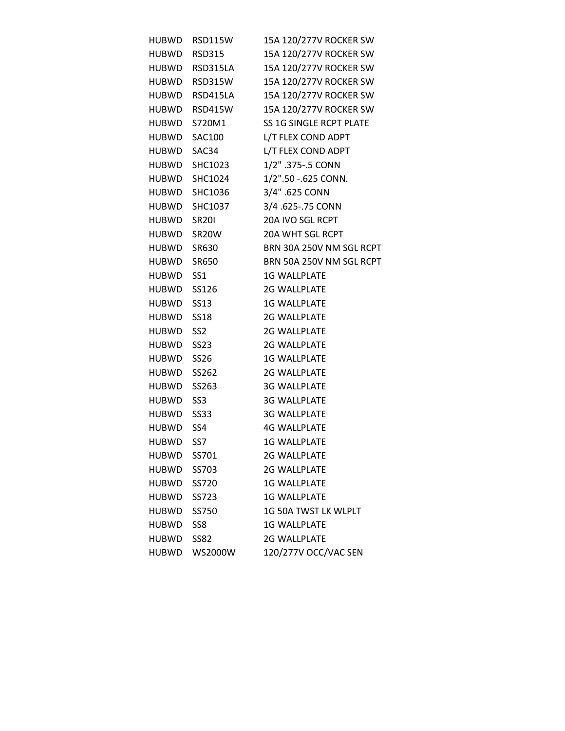| | | |
|---|---|---|
| HUBWD | RSD115W | 15A 120/277V ROCKER SW |
| HUBWD | RSD315 | 15A 120/277V ROCKER SW |
| HUBWD | RSD315LA | 15A 120/277V ROCKER SW |
| HUBWD | RSD315W | 15A 120/277V ROCKER SW |
| HUBWD | RSD415LA | 15A 120/277V ROCKER SW |
| HUBWD | RSD415W | 15A 120/277V ROCKER SW |
| HUBWD | S720M1 | SS 1G SINGLE RCPT PLATE |
| HUBWD | SAC100 | L/T FLEX COND ADPT |
| HUBWD | SAC34 | L/T FLEX COND ADPT |
| HUBWD | SHC1023 | 1/2" .375-.5 CONN |
| HUBWD | SHC1024 | 1/2".50 -.625 CONN. |
| HUBWD | SHC1036 | 3/4" .625 CONN |
| HUBWD | SHC1037 | 3/4 .625-.75 CONN |
| HUBWD | SR20I | 20A IVO SGL RCPT |
| HUBWD | SR20W | 20A WHT SGL RCPT |
| HUBWD | SR630 | BRN 30A 250V NM SGL RCPT |
| HUBWD | SR650 | BRN 50A 250V NM SGL RCPT |
| HUBWD | SS1 | 1G WALLPLATE |
| HUBWD | SS126 | 2G WALLPLATE |
| HUBWD | SS13 | 1G WALLPLATE |
| HUBWD | SS18 | 2G WALLPLATE |
| HUBWD | SS2 | 2G WALLPLATE |
| HUBWD | SS23 | 2G WALLPLATE |
| HUBWD | SS26 | 1G WALLPLATE |
| HUBWD | SS262 | 2G WALLPLATE |
| HUBWD | SS263 | 3G WALLPLATE |
| HUBWD | SS3 | 3G WALLPLATE |
| HUBWD | SS33 | 3G WALLPLATE |
| HUBWD | SS4 | 4G WALLPLATE |
| HUBWD | SS7 | 1G WALLPLATE |
| HUBWD | SS701 | 2G WALLPLATE |
| HUBWD | SS703 | 2G WALLPLATE |
| HUBWD | SS720 | 1G WALLPLATE |
| HUBWD | SS723 | 1G WALLPLATE |
| HUBWD | SS750 | 1G 50A TWST LK WLPLT |
| HUBWD | SS8 | 1G WALLPLATE |
| HUBWD | SS82 | 2G WALLPLATE |
| HUBWD | WS2000W | 120/277V OCC/VAC SEN |